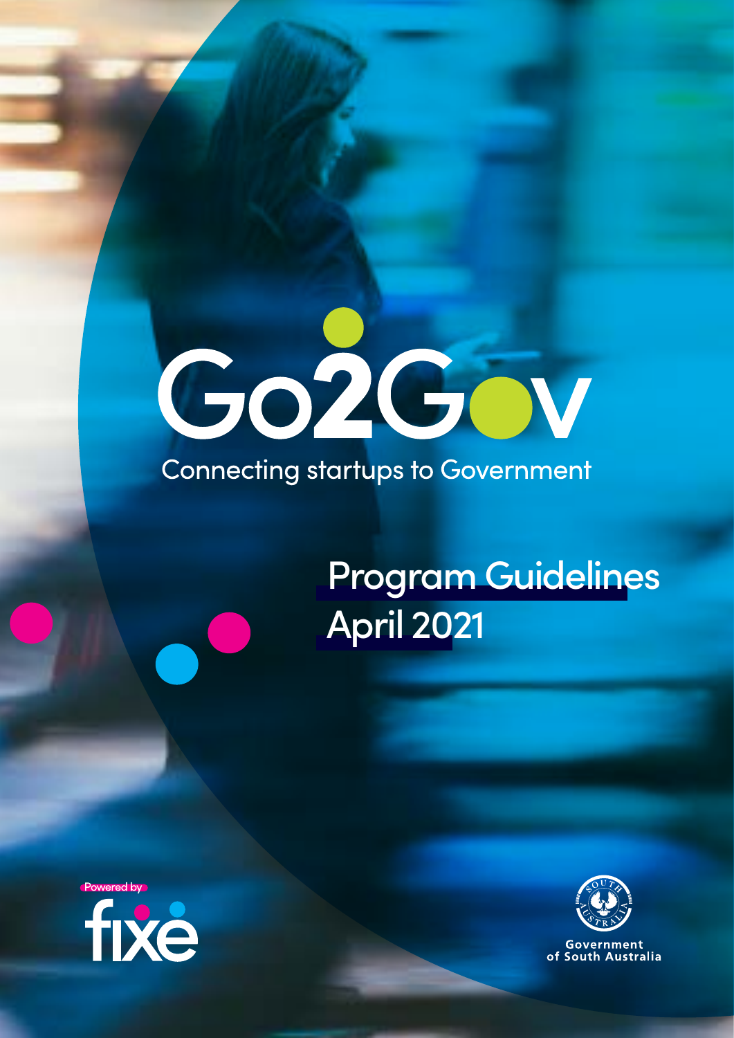# Go2Gov

Connecting startups to Government

## Program Guidelines April 2021

Powered by fixe

Government of South Australia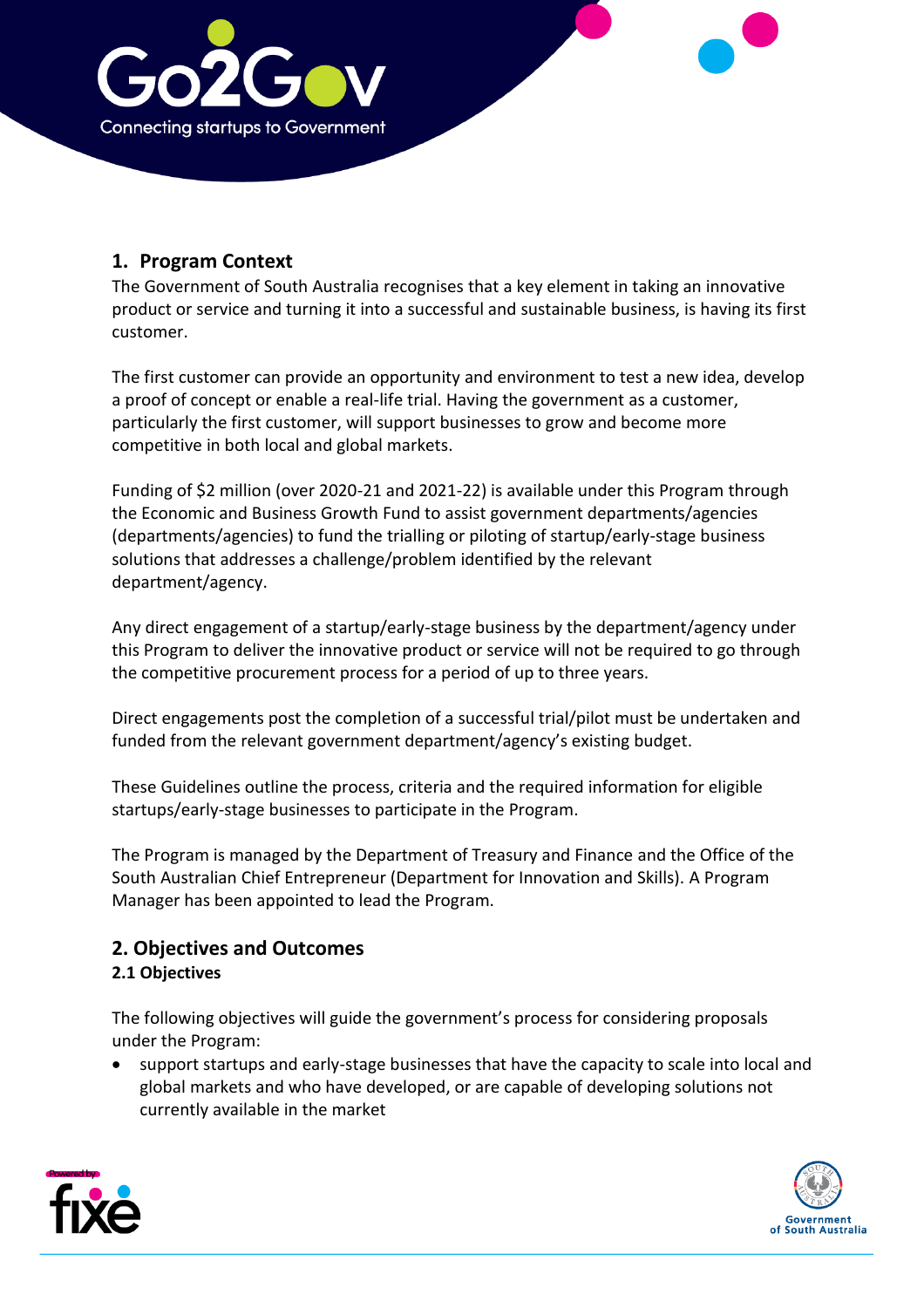## 1. Program Context

The Government of South Australia recognises that a key element in taking an innovative product or service and turning it into a successful and sustainable business, is having its first customer.

The first customer can provide an opportunity and environment to test a new idea, develop a proof of concept or enable a real-life trial. Having the government as a customer, particularly the first customer, will support businesses to grow and become more competitive in both local and global markets.

Funding of $2 million (over 2020-21 and 2021-22) is available under this Program through the Economic and Business Growth Fund to assist government departments/agencies (departments/agencies) to fund the trialling or piloting of startup/early-stage business solutions that addresses a challenge/problem identified by the relevant department/agency.

Any direct engagement of a startup/early-stage business by the department/agency under this Program to deliver the innovative product or service will not be required to go through the competitive procurement process for a period of up to three years.

Direct engagements post the completion of a successful trial/pilot must be undertaken and funded from the relevant government department/agency's existing budget.

These Guidelines outline the process, criteria and the required information for eligible startups/early-stage businesses to participate in the Program.

The Program is managed by the Department of Treasury and Finance and the Office of the South Australian Chief Entrepreneur (Department for Innovation and Skills). A Program Manager has been appointed to lead the Program.

## 2. Objectives and Outcomes

### 2.1 Objectives

The following objectives will guide the government's process for considering proposals under the Program:

- support startups and early-stage businesses that have the capacity to scale into local and global markets and who have developed, or are capable of developing solutions not currently available in the market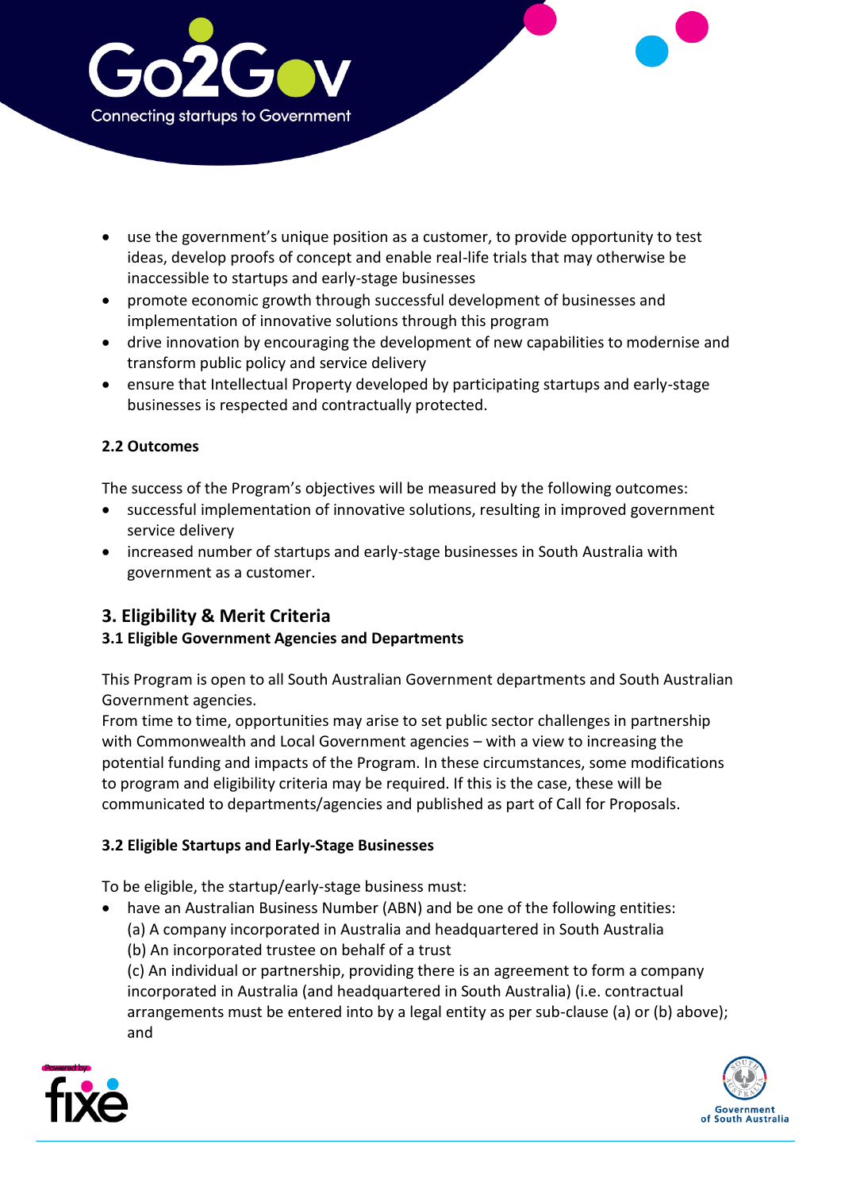- use the government's unique position as a customer, to provide opportunity to test ideas, develop proofs of concept and enable real-life trials that may otherwise be inaccessible to startups and early-stage businesses
- promote economic growth through successful development of businesses and implementation of innovative solutions through this program
- drive innovation by encouraging the development of new capabilities to modernise and transform public policy and service delivery
- ensure that Intellectual Property developed by participating startups and early-stage businesses is respected and contractually protected.

### 2.2 Outcomes

The success of the Program's objectives will be measured by the following outcomes:

- successful implementation of innovative solutions, resulting in improved government service delivery
- increased number of startups and early-stage businesses in South Australia with government as a customer.

## 3. Eligibility & Merit Criteria

### 3.1 Eligible Government Agencies and Departments

This Program is open to all South Australian Government departments and South Australian Government agencies.
From time to time, opportunities may arise to set public sector challenges in partnership with Commonwealth and Local Government agencies – with a view to increasing the potential funding and impacts of the Program. In these circumstances, some modifications to program and eligibility criteria may be required. If this is the case, these will be communicated to departments/agencies and published as part of Call for Proposals.

### 3.2 Eligible Startups and Early-Stage Businesses

To be eligible, the startup/early-stage business must:

- have an Australian Business Number (ABN) and be one of the following entities:
  (a) A company incorporated in Australia and headquartered in South Australia
  (b) An incorporated trustee on behalf of a trust
  (c) An individual or partnership, providing there is an agreement to form a company incorporated in Australia (and headquartered in South Australia) (i.e. contractual arrangements must be entered into by a legal entity as per sub-clause (a) or (b) above); and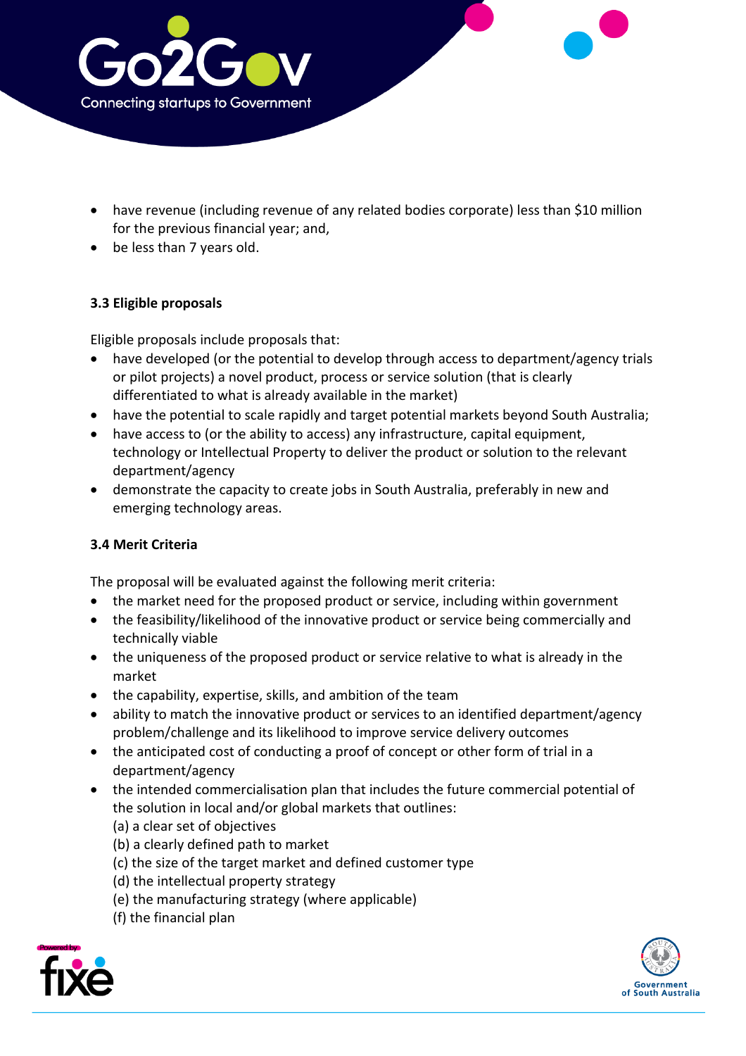- have revenue (including revenue of any related bodies corporate) less than $10 million for the previous financial year; and,
- be less than 7 years old.

**3.3 Eligible proposals**

Eligible proposals include proposals that:

- have developed (or the potential to develop through access to department/agency trials or pilot projects) a novel product, process or service solution (that is clearly differentiated to what is already available in the market)
- have the potential to scale rapidly and target potential markets beyond South Australia;
- have access to (or the ability to access) any infrastructure, capital equipment, technology or Intellectual Property to deliver the product or solution to the relevant department/agency
- demonstrate the capacity to create jobs in South Australia, preferably in new and emerging technology areas.

**3.4 Merit Criteria**

The proposal will be evaluated against the following merit criteria:

- the market need for the proposed product or service, including within government
- the feasibility/likelihood of the innovative product or service being commercially and technically viable
- the uniqueness of the proposed product or service relative to what is already in the market
- the capability, expertise, skills, and ambition of the team
- ability to match the innovative product or services to an identified department/agency problem/challenge and its likelihood to improve service delivery outcomes
- the anticipated cost of conducting a proof of concept or other form of trial in a department/agency
- the intended commercialisation plan that includes the future commercial potential of the solution in local and/or global markets that outlines:
  (a) a clear set of objectives
  (b) a clearly defined path to market
  (c) the size of the target market and defined customer type
  (d) the intellectual property strategy
  (e) the manufacturing strategy (where applicable)
  (f) the financial plan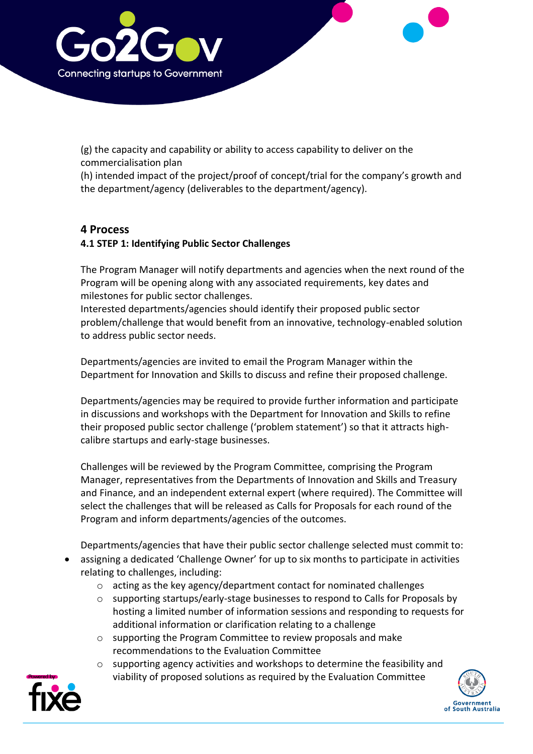(g) the capacity and capability or ability to access capability to deliver on the commercialisation plan
(h) intended impact of the project/proof of concept/trial for the company's growth and the department/agency (deliverables to the department/agency).

## 4 Process

### 4.1 STEP 1: Identifying Public Sector Challenges

The Program Manager will notify departments and agencies when the next round of the Program will be opening along with any associated requirements, key dates and milestones for public sector challenges.
Interested departments/agencies should identify their proposed public sector problem/challenge that would benefit from an innovative, technology-enabled solution to address public sector needs.

Departments/agencies are invited to email the Program Manager within the Department for Innovation and Skills to discuss and refine their proposed challenge.

Departments/agencies may be required to provide further information and participate in discussions and workshops with the Department for Innovation and Skills to refine their proposed public sector challenge ('problem statement') so that it attracts high-calibre startups and early-stage businesses.

Challenges will be reviewed by the Program Committee, comprising the Program Manager, representatives from the Departments of Innovation and Skills and Treasury and Finance, and an independent external expert (where required). The Committee will select the challenges that will be released as Calls for Proposals for each round of the Program and inform departments/agencies of the outcomes.

Departments/agencies that have their public sector challenge selected must commit to:

- assigning a dedicated 'Challenge Owner' for up to six months to participate in activities relating to challenges, including:
  - acting as the key agency/department contact for nominated challenges
  - supporting startups/early-stage businesses to respond to Calls for Proposals by hosting a limited number of information sessions and responding to requests for additional information or clarification relating to a challenge
  - supporting the Program Committee to review proposals and make recommendations to the Evaluation Committee
  - supporting agency activities and workshops to determine the feasibility and viability of proposed solutions as required by the Evaluation Committee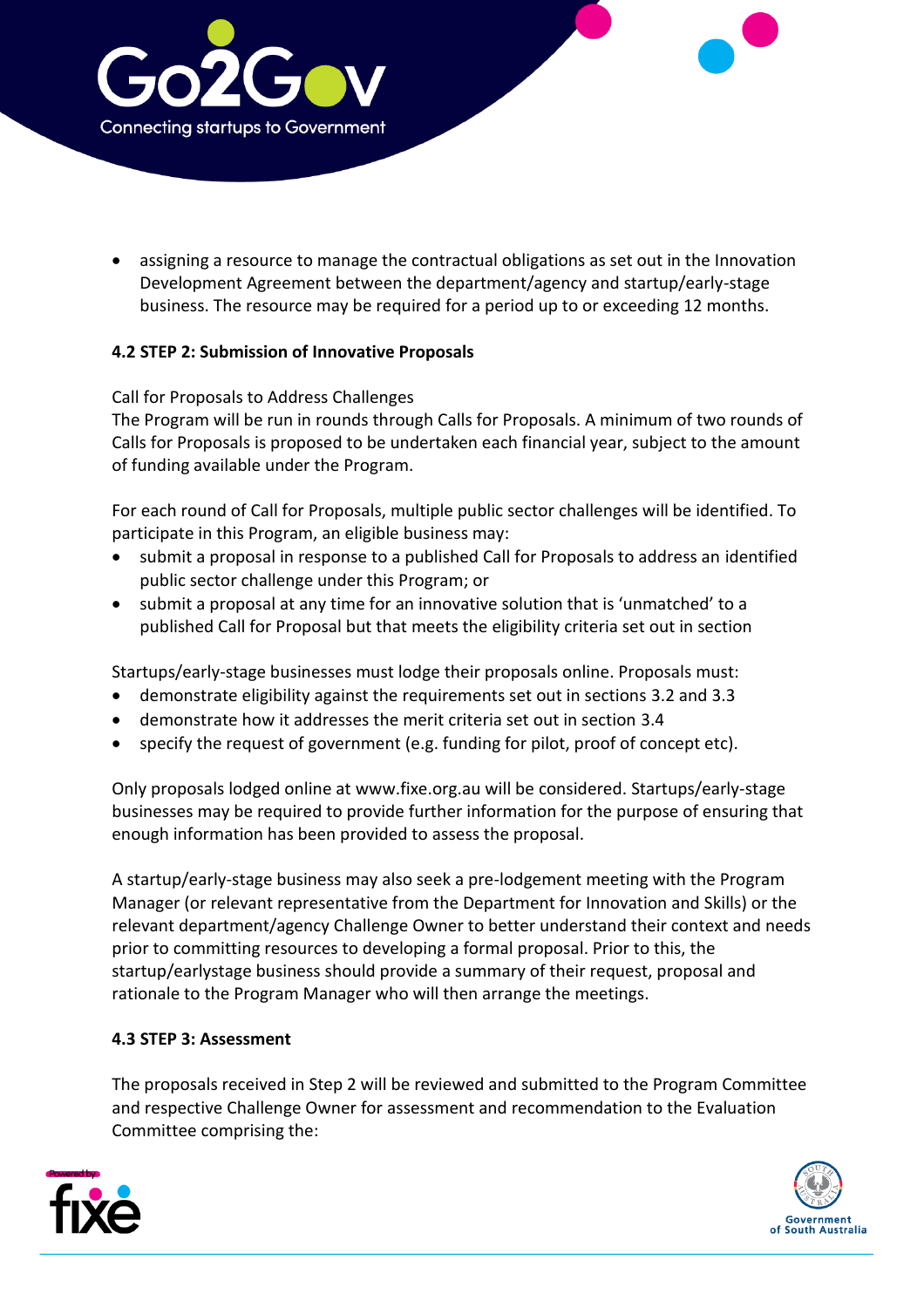- assigning a resource to manage the contractual obligations as set out in the Innovation Development Agreement between the department/agency and startup/early-stage business. The resource may be required for a period up to or exceeding 12 months.

### 4.2 STEP 2: Submission of Innovative Proposals

Call for Proposals to Address Challenges
The Program will be run in rounds through Calls for Proposals. A minimum of two rounds of Calls for Proposals is proposed to be undertaken each financial year, subject to the amount of funding available under the Program.

For each round of Call for Proposals, multiple public sector challenges will be identified. To participate in this Program, an eligible business may:

- submit a proposal in response to a published Call for Proposals to address an identified public sector challenge under this Program; or
- submit a proposal at any time for an innovative solution that is 'unmatched' to a published Call for Proposal but that meets the eligibility criteria set out in section

Startups/early-stage businesses must lodge their proposals online. Proposals must:

- demonstrate eligibility against the requirements set out in sections 3.2 and 3.3
- demonstrate how it addresses the merit criteria set out in section 3.4
- specify the request of government (e.g. funding for pilot, proof of concept etc).

Only proposals lodged online at www.fixe.org.au will be considered. Startups/early-stage businesses may be required to provide further information for the purpose of ensuring that enough information has been provided to assess the proposal.

A startup/early-stage business may also seek a pre-lodgement meeting with the Program Manager (or relevant representative from the Department for Innovation and Skills) or the relevant department/agency Challenge Owner to better understand their context and needs prior to committing resources to developing a formal proposal. Prior to this, the startup/earlystage business should provide a summary of their request, proposal and rationale to the Program Manager who will then arrange the meetings.

### 4.3 STEP 3: Assessment

The proposals received in Step 2 will be reviewed and submitted to the Program Committee and respective Challenge Owner for assessment and recommendation to the Evaluation Committee comprising the: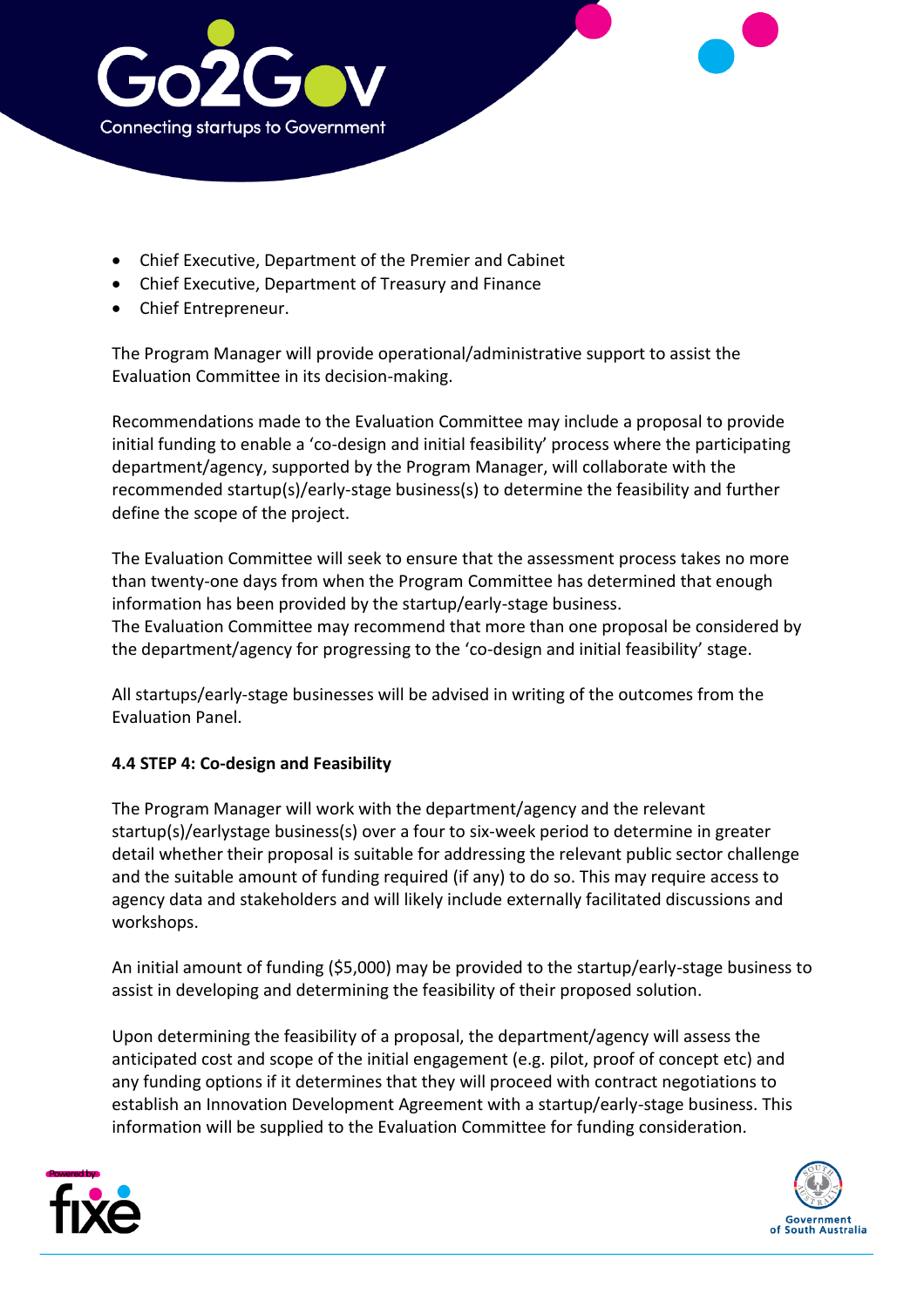- Chief Executive, Department of the Premier and Cabinet
- Chief Executive, Department of Treasury and Finance
- Chief Entrepreneur.

The Program Manager will provide operational/administrative support to assist the Evaluation Committee in its decision-making.

Recommendations made to the Evaluation Committee may include a proposal to provide initial funding to enable a 'co-design and initial feasibility' process where the participating department/agency, supported by the Program Manager, will collaborate with the recommended startup(s)/early-stage business(s) to determine the feasibility and further define the scope of the project.

The Evaluation Committee will seek to ensure that the assessment process takes no more than twenty-one days from when the Program Committee has determined that enough information has been provided by the startup/early-stage business.
The Evaluation Committee may recommend that more than one proposal be considered by the department/agency for progressing to the 'co-design and initial feasibility' stage.

All startups/early-stage businesses will be advised in writing of the outcomes from the Evaluation Panel.

**4.4 STEP 4: Co-design and Feasibility**

The Program Manager will work with the department/agency and the relevant startup(s)/earlystage business(s) over a four to six-week period to determine in greater detail whether their proposal is suitable for addressing the relevant public sector challenge and the suitable amount of funding required (if any) to do so. This may require access to agency data and stakeholders and will likely include externally facilitated discussions and workshops.

An initial amount of funding ($5,000) may be provided to the startup/early-stage business to assist in developing and determining the feasibility of their proposed solution.

Upon determining the feasibility of a proposal, the department/agency will assess the anticipated cost and scope of the initial engagement (e.g. pilot, proof of concept etc) and any funding options if it determines that they will proceed with contract negotiations to establish an Innovation Development Agreement with a startup/early-stage business. This information will be supplied to the Evaluation Committee for funding consideration.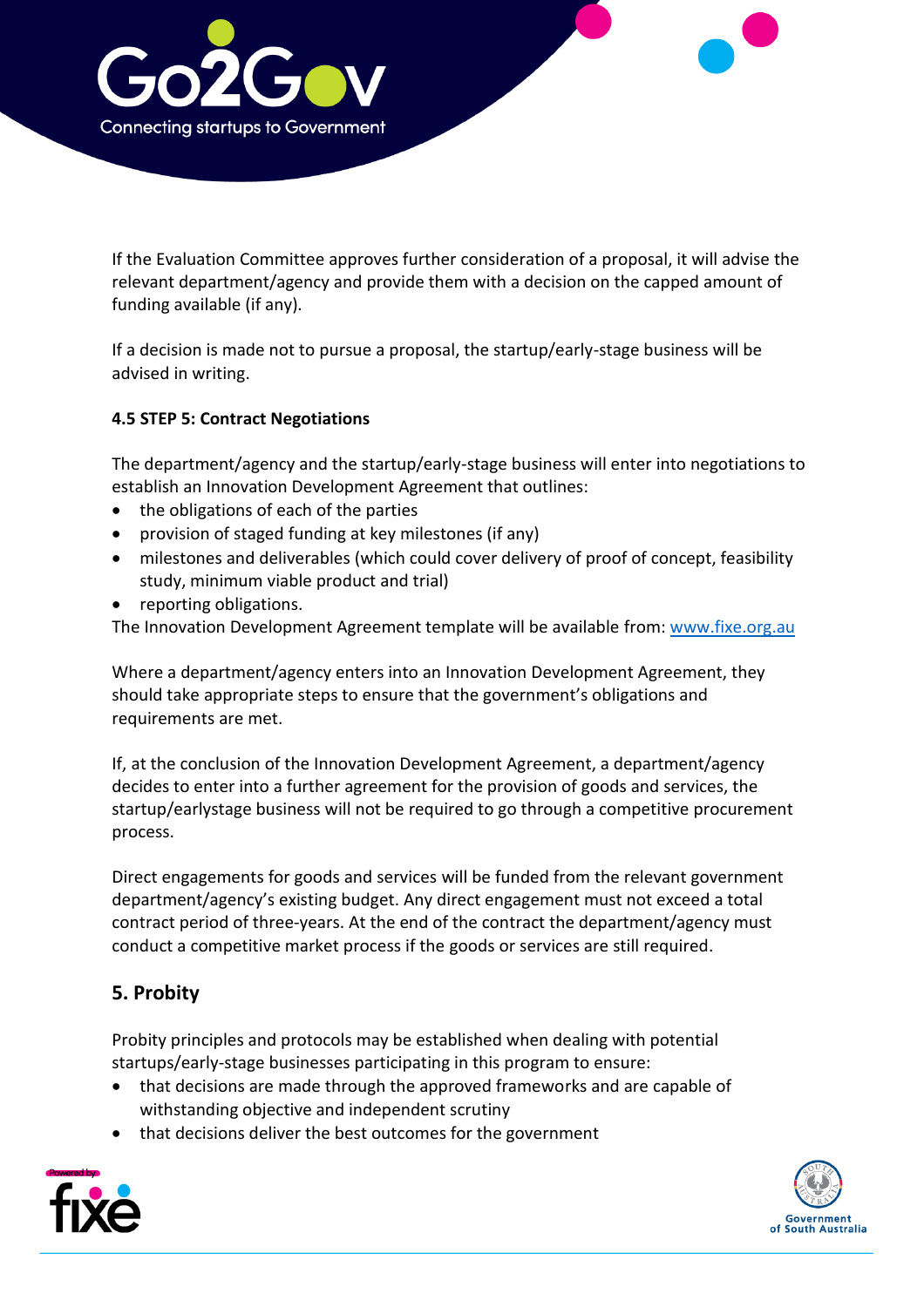If the Evaluation Committee approves further consideration of a proposal, it will advise the relevant department/agency and provide them with a decision on the capped amount of funding available (if any).

If a decision is made not to pursue a proposal, the startup/early-stage business will be advised in writing.

### 4.5 STEP 5: Contract Negotiations

The department/agency and the startup/early-stage business will enter into negotiations to establish an Innovation Development Agreement that outlines:

- the obligations of each of the parties
- provision of staged funding at key milestones (if any)
- milestones and deliverables (which could cover delivery of proof of concept, feasibility study, minimum viable product and trial)
- reporting obligations.

The Innovation Development Agreement template will be available from: [www.fixe.org.au](http://www.fixe.org.au)

Where a department/agency enters into an Innovation Development Agreement, they should take appropriate steps to ensure that the government's obligations and requirements are met.

If, at the conclusion of the Innovation Development Agreement, a department/agency decides to enter into a further agreement for the provision of goods and services, the startup/earlystage business will not be required to go through a competitive procurement process.

Direct engagements for goods and services will be funded from the relevant government department/agency's existing budget. Any direct engagement must not exceed a total contract period of three-years. At the end of the contract the department/agency must conduct a competitive market process if the goods or services are still required.

## 5. Probity

Probity principles and protocols may be established when dealing with potential startups/early-stage businesses participating in this program to ensure:

- that decisions are made through the approved frameworks and are capable of withstanding objective and independent scrutiny
- that decisions deliver the best outcomes for the government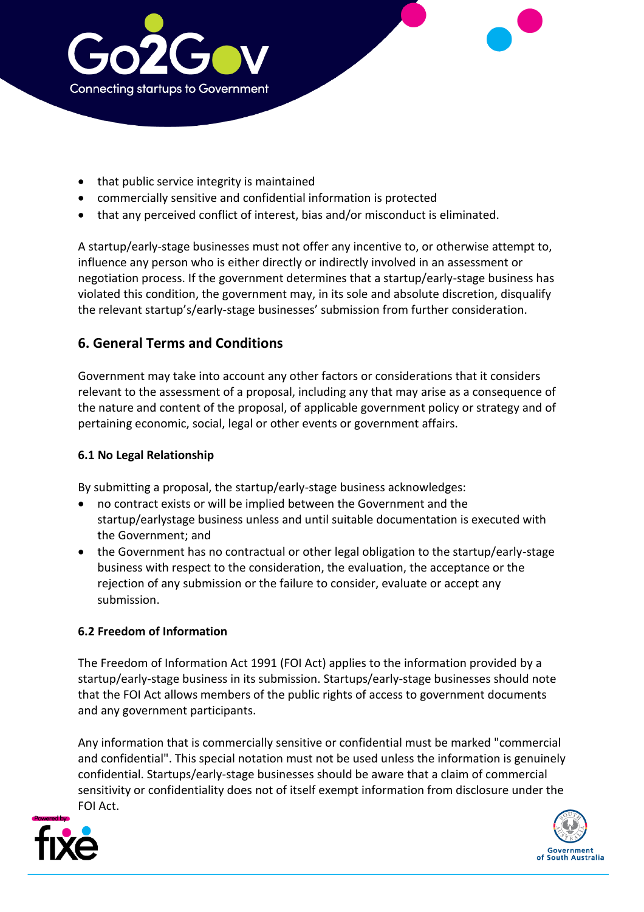- that public service integrity is maintained
- commercially sensitive and confidential information is protected
- that any perceived conflict of interest, bias and/or misconduct is eliminated.

A startup/early-stage businesses must not offer any incentive to, or otherwise attempt to, influence any person who is either directly or indirectly involved in an assessment or negotiation process. If the government determines that a startup/early-stage business has violated this condition, the government may, in its sole and absolute discretion, disqualify the relevant startup's/early-stage businesses' submission from further consideration.

## 6. General Terms and Conditions

Government may take into account any other factors or considerations that it considers relevant to the assessment of a proposal, including any that may arise as a consequence of the nature and content of the proposal, of applicable government policy or strategy and of pertaining economic, social, legal or other events or government affairs.

### 6.1 No Legal Relationship

By submitting a proposal, the startup/early-stage business acknowledges:

- no contract exists or will be implied between the Government and the startup/earlystage business unless and until suitable documentation is executed with the Government; and
- the Government has no contractual or other legal obligation to the startup/early-stage business with respect to the consideration, the evaluation, the acceptance or the rejection of any submission or the failure to consider, evaluate or accept any submission.

### 6.2 Freedom of Information

The Freedom of Information Act 1991 (FOI Act) applies to the information provided by a startup/early-stage business in its submission. Startups/early-stage businesses should note that the FOI Act allows members of the public rights of access to government documents and any government participants.

Any information that is commercially sensitive or confidential must be marked "commercial and confidential". This special notation must not be used unless the information is genuinely confidential. Startups/early-stage businesses should be aware that a claim of commercial sensitivity or confidentiality does not of itself exempt information from disclosure under the FOI Act.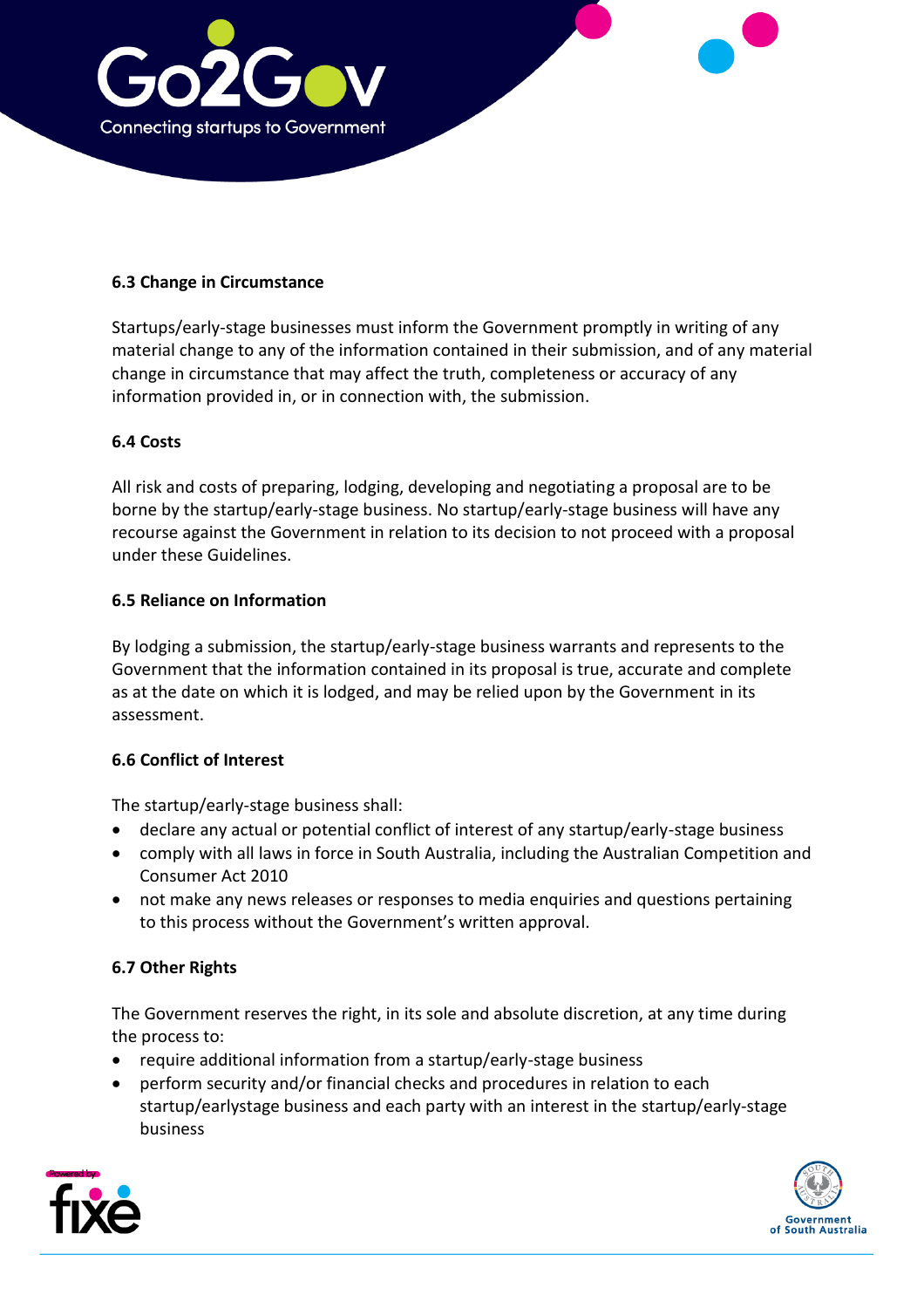### 6.3 Change in Circumstance

Startups/early-stage businesses must inform the Government promptly in writing of any material change to any of the information contained in their submission, and of any material change in circumstance that may affect the truth, completeness or accuracy of any information provided in, or in connection with, the submission.

### 6.4 Costs

All risk and costs of preparing, lodging, developing and negotiating a proposal are to be borne by the startup/early-stage business. No startup/early-stage business will have any recourse against the Government in relation to its decision to not proceed with a proposal under these Guidelines.

### 6.5 Reliance on Information

By lodging a submission, the startup/early-stage business warrants and represents to the Government that the information contained in its proposal is true, accurate and complete as at the date on which it is lodged, and may be relied upon by the Government in its assessment.

### 6.6 Conflict of Interest

The startup/early-stage business shall:

- declare any actual or potential conflict of interest of any startup/early-stage business
- comply with all laws in force in South Australia, including the Australian Competition and Consumer Act 2010
- not make any news releases or responses to media enquiries and questions pertaining to this process without the Government's written approval.

### 6.7 Other Rights

The Government reserves the right, in its sole and absolute discretion, at any time during the process to:

- require additional information from a startup/early-stage business
- perform security and/or financial checks and procedures in relation to each startup/earlystage business and each party with an interest in the startup/early-stage business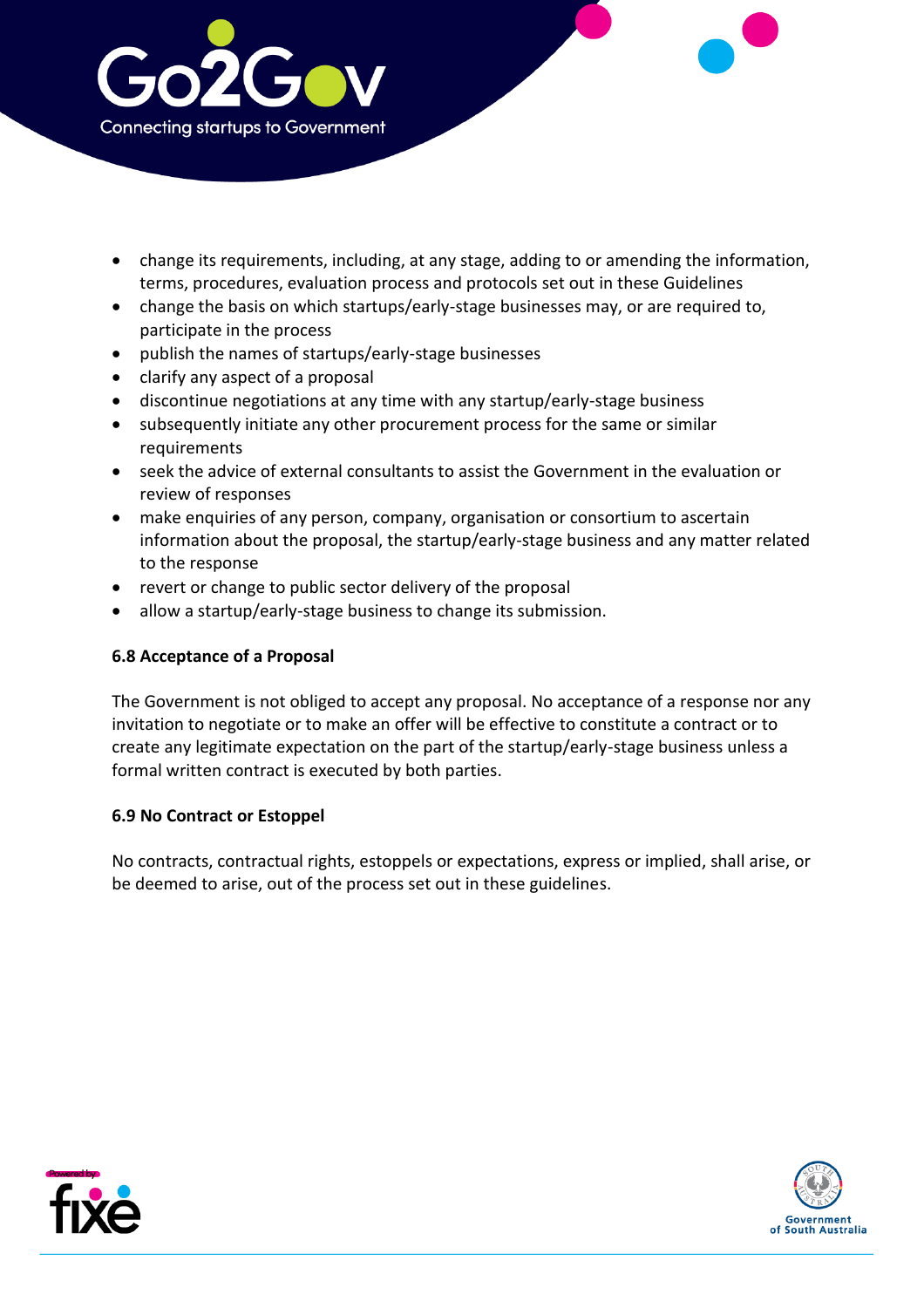- change its requirements, including, at any stage, adding to or amending the information, terms, procedures, evaluation process and protocols set out in these Guidelines
- change the basis on which startups/early-stage businesses may, or are required to, participate in the process
- publish the names of startups/early-stage businesses
- clarify any aspect of a proposal
- discontinue negotiations at any time with any startup/early-stage business
- subsequently initiate any other procurement process for the same or similar requirements
- seek the advice of external consultants to assist the Government in the evaluation or review of responses
- make enquiries of any person, company, organisation or consortium to ascertain information about the proposal, the startup/early-stage business and any matter related to the response
- revert or change to public sector delivery of the proposal
- allow a startup/early-stage business to change its submission.

**6.8 Acceptance of a Proposal**

The Government is not obliged to accept any proposal. No acceptance of a response nor any invitation to negotiate or to make an offer will be effective to constitute a contract or to create any legitimate expectation on the part of the startup/early-stage business unless a formal written contract is executed by both parties.

**6.9 No Contract or Estoppel**

No contracts, contractual rights, estoppels or expectations, express or implied, shall arise, or be deemed to arise, out of the process set out in these guidelines.